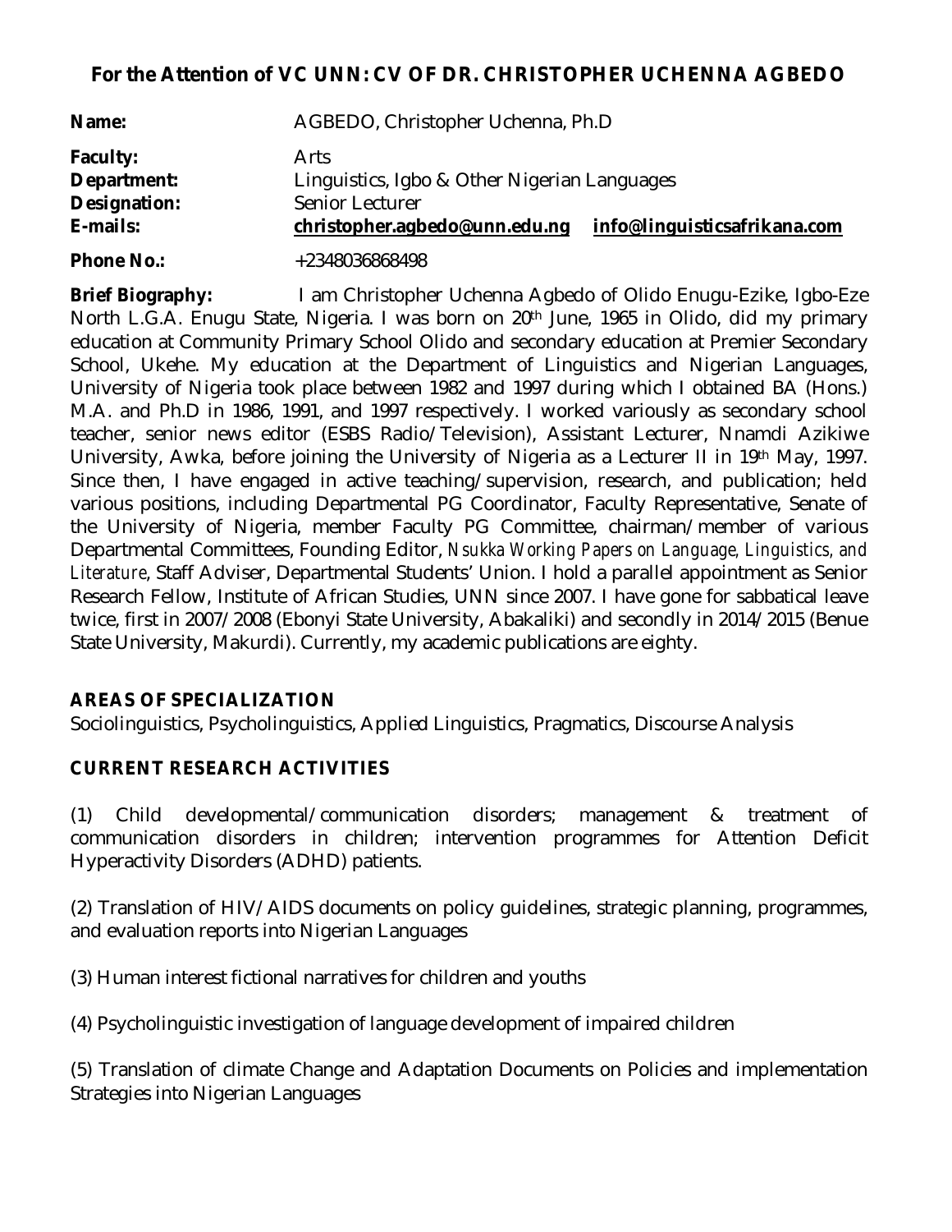## For the Attention of VC UNN: CV OF DR. CHRISTOPHER UCHENNA AGBEDO

**Name:** AGBEDO, Christopher Uchenna, Ph.D

**Faculty:** Arts

**Department:** Linguistics, Igbo & Other Nigerian Languages

**Designation:** Senior Lecturer

**E-mails:** **christopher.agbedo@unn.edu.ng** **info@linguisticsafrikana.com**

**Phone No.:** +2348036868498

**Brief Biography:** I am Christopher Uchenna Agbedo of Olido Enugu-Ezike, Igbo-Eze North L.G.A. Enugu State, Nigeria. I was born on 20th June, 1965 in Olido, did my primary education at Community Primary School Olido and secondary education at Premier Secondary School, Ukehe. My education at the Department of Linguistics and Nigerian Languages, University of Nigeria took place between 1982 and 1997 during which I obtained BA (Hons.) M.A. and Ph.D in 1986, 1991, and 1997 respectively. I worked variously as secondary school teacher, senior news editor (ESBS Radio/Television), Assistant Lecturer, Nnamdi Azikiwe University, Awka, before joining the University of Nigeria as a Lecturer II in 19th May, 1997. Since then, I have engaged in active teaching/supervision, research, and publication; held various positions, including Departmental PG Coordinator, Faculty Representative, Senate of the University of Nigeria, member Faculty PG Committee, chairman/member of various Departmental Committees, Founding Editor, *Nsukka Working Papers on Language, Linguistics, and Literature*, Staff Adviser, Departmental Students' Union. I hold a parallel appointment as Senior Research Fellow, Institute of African Studies, UNN since 2007. I have gone for sabbatical leave twice, first in 2007/2008 (Ebonyi State University, Abakaliki) and secondly in 2014/2015 (Benue State University, Makurdi). Currently, my academic publications are eighty.

### AREAS OF SPECIALIZATION

Sociolinguistics, Psycholinguistics, Applied Linguistics, Pragmatics, Discourse Analysis

### CURRENT RESEARCH ACTIVITIES

(1) Child developmental/communication disorders; management & treatment of communication disorders in children; intervention programmes for Attention Deficit Hyperactivity Disorders (ADHD) patients.

(2) Translation of HIV/AIDS documents on policy guidelines, strategic planning, programmes, and evaluation reports into Nigerian Languages

(3) Human interest fictional narratives for children and youths

(4) Psycholinguistic investigation of language development of impaired children

(5) Translation of climate Change and Adaptation Documents on Policies and implementation Strategies into Nigerian Languages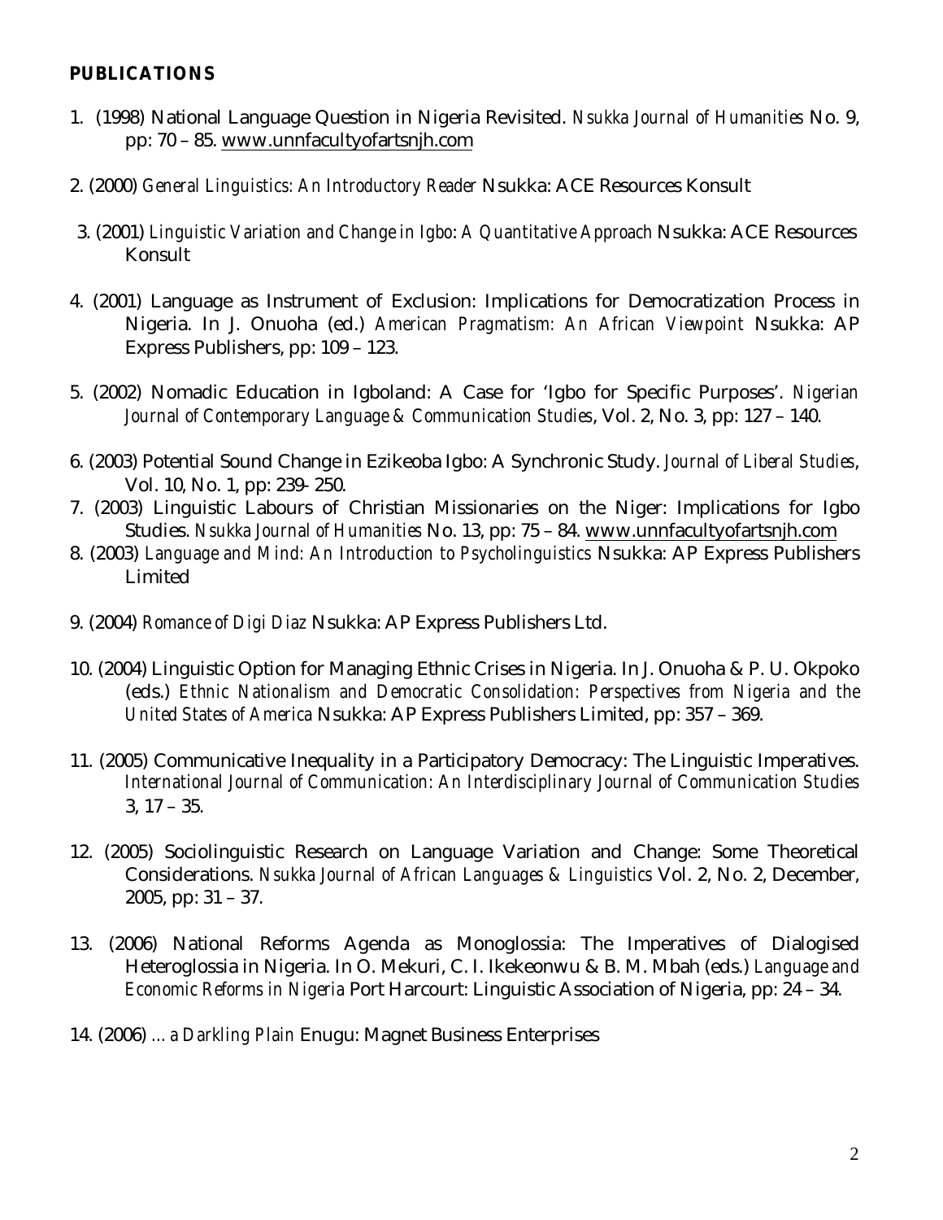**PUBLICATIONS**

1. (1998) National Language Question in Nigeria Revisited. *Nsukka Journal of Humanities* No. 9, pp: 70 – 85. www.unnfacultyofartsnjh.com

2. (2000) *General Linguistics: An Introductory Reader* Nsukka: ACE Resources Konsult

3. (2001) *Linguistic Variation and Change in Igbo: A Quantitative Approach* Nsukka: ACE Resources Konsult

4. (2001) Language as Instrument of Exclusion: Implications for Democratization Process in Nigeria. In J. Onuoha (ed.) *American Pragmatism: An African Viewpoint* Nsukka: AP Express Publishers, pp: 109 – 123.

5. (2002) Nomadic Education in Igboland: A Case for 'Igbo for Specific Purposes'. *Nigerian Journal of Contemporary Language & Communication Studies*, Vol. 2, No. 3, pp: 127 – 140.

6. (2003) Potential Sound Change in Ezikeoba Igbo: A Synchronic Study. *Journal of Liberal Studies*, Vol. 10, No. 1, pp: 239- 250.

7. (2003) Linguistic Labours of Christian Missionaries on the Niger: Implications for Igbo Studies. *Nsukka Journal of Humanities* No. 13, pp: 75 – 84. www.unnfacultyofartsnjh.com

8. (2003) *Language and Mind: An Introduction to Psycholinguistics* Nsukka: AP Express Publishers Limited

9. (2004) *Romance of Digi Diaz* Nsukka: AP Express Publishers Ltd.

10. (2004) Linguistic Option for Managing Ethnic Crises in Nigeria. In J. Onuoha & P. U. Okpoko (eds.) *Ethnic Nationalism and Democratic Consolidation: Perspectives from Nigeria and the United States of America* Nsukka: AP Express Publishers Limited, pp: 357 – 369.

11. (2005) Communicative Inequality in a Participatory Democracy: The Linguistic Imperatives. *International Journal of Communication: An Interdisciplinary Journal of Communication Studies* 3, 17 – 35.

12. (2005) Sociolinguistic Research on Language Variation and Change: Some Theoretical Considerations. *Nsukka Journal of African Languages & Linguistics* Vol. 2, No. 2, December, 2005, pp: 31 – 37.

13. (2006) National Reforms Agenda as Monoglossia: The Imperatives of Dialogised Heteroglossia in Nigeria. In O. Mekuri, C. I. Ikekeonwu & B. M. Mbah (eds.) *Language and Economic Reforms in Nigeria* Port Harcourt: Linguistic Association of Nigeria, pp: 24 – 34.

14. (2006) *… a Darkling Plain* Enugu: Magnet Business Enterprises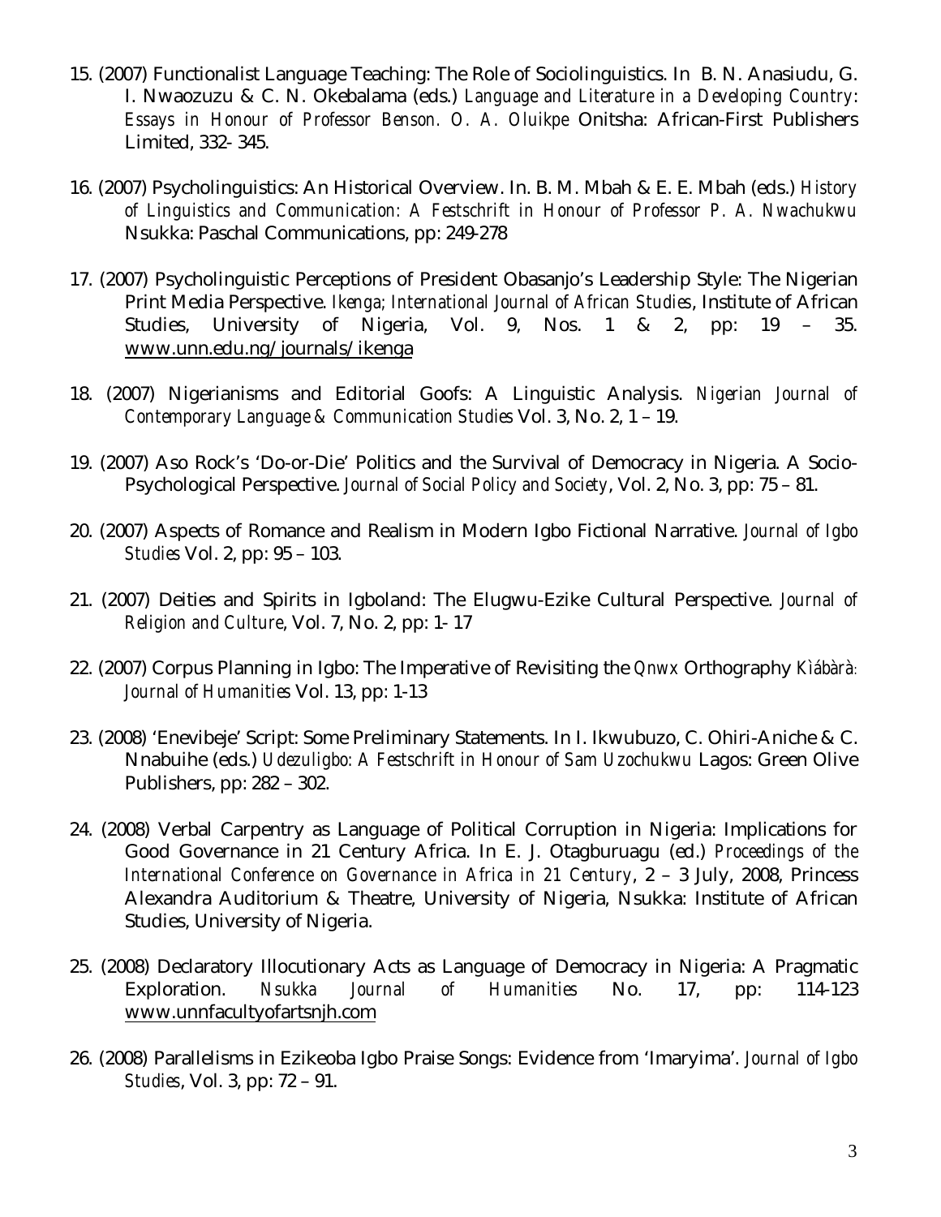15. (2007) Functionalist Language Teaching: The Role of Sociolinguistics. In B. N. Anasiudu, G. I. Nwaozuzu & C. N. Okebalama (eds.) *Language and Literature in a Developing Country: Essays in Honour of Professor Benson. O. A. Oluikpe* Onitsha: African-First Publishers Limited, 332- 345.

16. (2007) Psycholinguistics: An Historical Overview. In. B. M. Mbah & E. E. Mbah (eds.) *History of Linguistics and Communication: A Festschrift in Honour of Professor P. A. Nwachukwu* Nsukka: Paschal Communications, pp: 249-278

17. (2007) Psycholinguistic Perceptions of President Obasanjo's Leadership Style: The Nigerian Print Media Perspective. *Ikenga; International Journal of African Studies*, Institute of African Studies, University of Nigeria, Vol. 9, Nos. 1 & 2, pp: 19 – 35. www.unn.edu.ng/journals/ikenga

18. (2007) Nigerianisms and Editorial Goofs: A Linguistic Analysis. *Nigerian Journal of Contemporary Language & Communication Studies* Vol. 3, No. 2, 1 – 19.

19. (2007) Aso Rock's 'Do-or-Die' Politics and the Survival of Democracy in Nigeria. A Socio-Psychological Perspective. *Journal of Social Policy and Society*, Vol. 2, No. 3, pp: 75 – 81.

20. (2007) Aspects of Romance and Realism in Modern Igbo Fictional Narrative. *Journal of Igbo Studies* Vol. 2, pp: 95 – 103.

21. (2007) Deities and Spirits in Igboland: The Elugwu-Ezike Cultural Perspective. *Journal of Religion and Culture*, Vol. 7, No. 2, pp: 1- 17

22. (2007) Corpus Planning in Igbo: The Imperative of Revisiting the *Qnwx* Orthography *Kìábàrà: Journal of Humanities* Vol. 13, pp: 1-13

23. (2008) 'Enevibeje' Script: Some Preliminary Statements. In I. Ikwubuzo, C. Ohiri-Aniche & C. Nnabuihe (eds.) *Udezuligbo: A Festschrift in Honour of Sam Uzochukwu* Lagos: Green Olive Publishers, pp: 282 – 302.

24. (2008) Verbal Carpentry as Language of Political Corruption in Nigeria: Implications for Good Governance in 21 Century Africa. In E. J. Otagburuagu (ed.) *Proceedings of the International Conference on Governance in Africa in 21 Century*, 2 – 3 July, 2008, Princess Alexandra Auditorium & Theatre, University of Nigeria, Nsukka: Institute of African Studies, University of Nigeria.

25. (2008) Declaratory Illocutionary Acts as Language of Democracy in Nigeria: A Pragmatic Exploration. *Nsukka Journal of Humanities* No. 17, pp: 114-123 www.unnfacultyofartsnjh.com

26. (2008) Parallelisms in Ezikeoba Igbo Praise Songs: Evidence from 'Imaryima'. *Journal of Igbo Studies*, Vol. 3, pp: 72 – 91.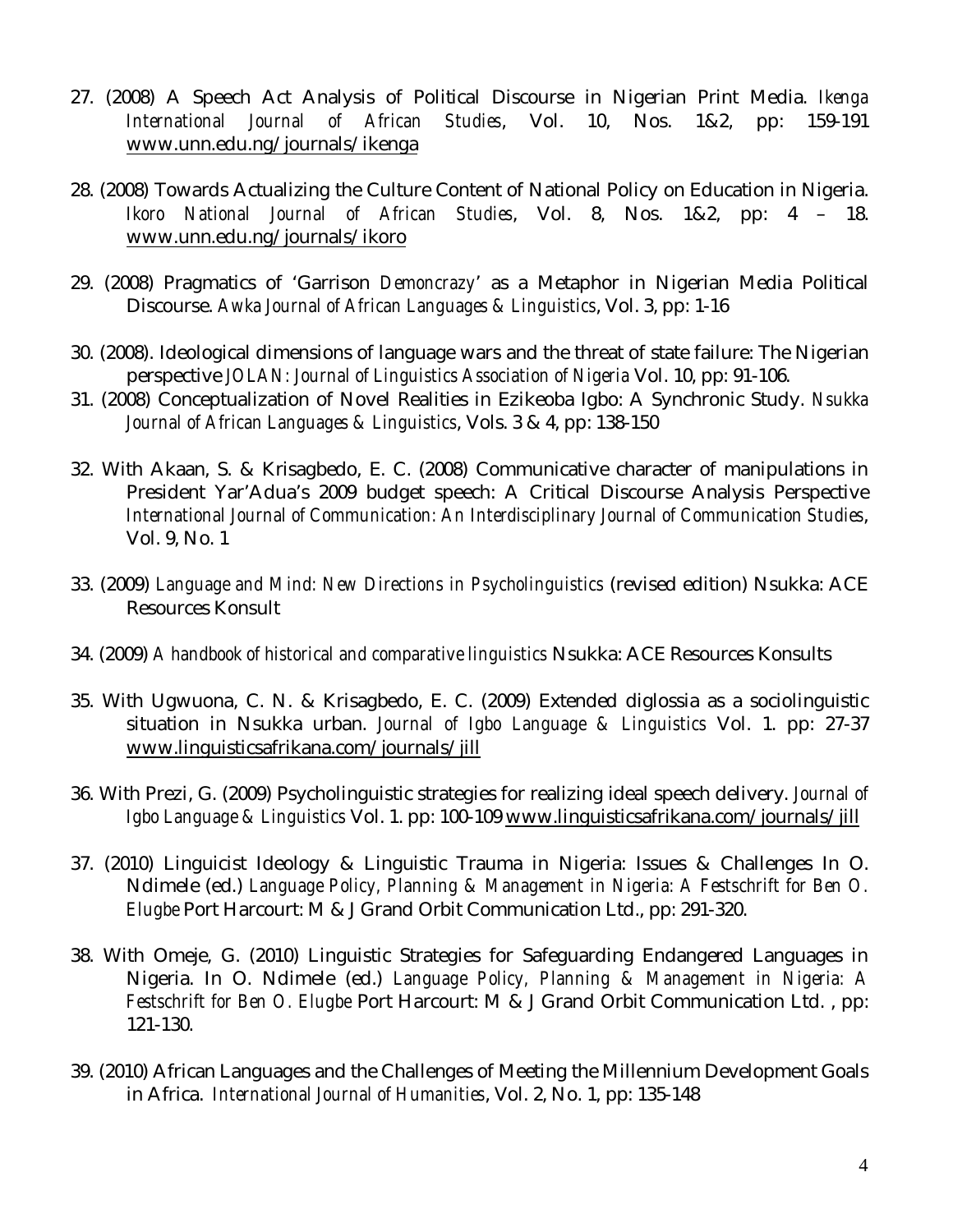27. (2008) A Speech Act Analysis of Political Discourse in Nigerian Print Media. *Ikenga International Journal of African Studies*, Vol. 10, Nos. 1&2, pp: 159-191 www.unn.edu.ng/journals/ikenga

28. (2008) Towards Actualizing the Culture Content of National Policy on Education in Nigeria. *Ikoro National Journal of African Studies*, Vol. 8, Nos. 1&2, pp: 4 – 18. www.unn.edu.ng/journals/ikoro

29. (2008) Pragmatics of 'Garrison *Demoncrazy*' as a Metaphor in Nigerian Media Political Discourse. *Awka Journal of African Languages & Linguistics*, Vol. 3, pp: 1-16

30. (2008). Ideological dimensions of language wars and the threat of state failure: The Nigerian perspective *JOLAN: Journal of Linguistics Association of Nigeria* Vol. 10, pp: 91-106.

31. (2008) Conceptualization of Novel Realities in Ezikeoba Igbo: A Synchronic Study. *Nsukka Journal of African Languages & Linguistics*, Vols. 3 & 4, pp: 138-150

32. With Akaan, S. & Krisagbedo, E. C. (2008) Communicative character of manipulations in President Yar'Adua's 2009 budget speech: A Critical Discourse Analysis Perspective *International Journal of Communication: An Interdisciplinary Journal of Communication Studies*, Vol. 9, No. 1

33. (2009) *Language and Mind: New Directions in Psycholinguistics* (revised edition) Nsukka: ACE Resources Konsult

34. (2009) *A handbook of historical and comparative linguistics* Nsukka: ACE Resources Konsults

35. With Ugwuona, C. N. & Krisagbedo, E. C. (2009) Extended diglossia as a sociolinguistic situation in Nsukka urban. *Journal of Igbo Language & Linguistics* Vol. 1. pp: 27-37 www.linguisticsafrikana.com/journals/jill

36. With Prezi, G. (2009) Psycholinguistic strategies for realizing ideal speech delivery. *Journal of Igbo Language & Linguistics* Vol. 1. pp: 100-109 www.linguisticsafrikana.com/journals/jill

37. (2010) Linguicist Ideology & Linguistic Trauma in Nigeria: Issues & Challenges In O. Ndimele (ed.) *Language Policy, Planning & Management in Nigeria: A Festschrift for Ben O. Elugbe* Port Harcourt: M & J Grand Orbit Communication Ltd., pp: 291-320.

38. With Omeje, G. (2010) Linguistic Strategies for Safeguarding Endangered Languages in Nigeria. In O. Ndimele (ed.) *Language Policy, Planning & Management in Nigeria: A Festschrift for Ben O. Elugbe* Port Harcourt: M & J Grand Orbit Communication Ltd. , pp: 121-130.

39. (2010) African Languages and the Challenges of Meeting the Millennium Development Goals in Africa. *International Journal of Humanities*, Vol. 2, No. 1, pp: 135-148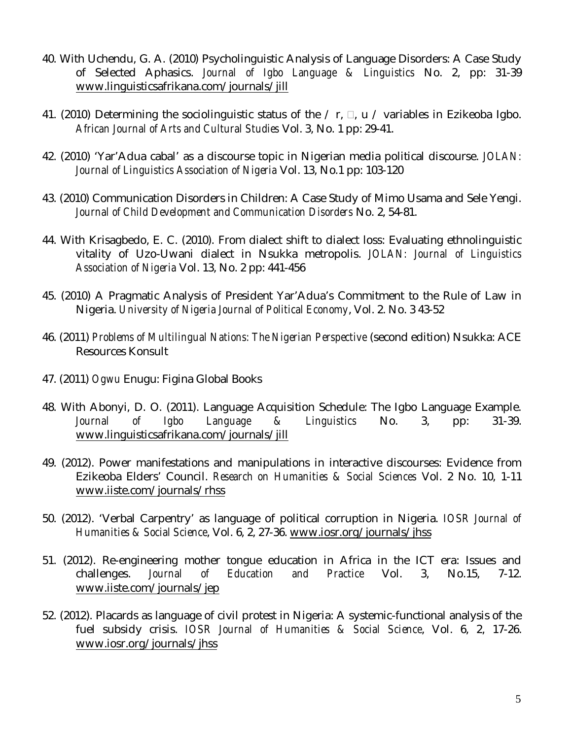40. With Uchendu, G. A. (2010) Psycholinguistic Analysis of Language Disorders: A Case Study of Selected Aphasics. *Journal of Igbo Language & Linguistics* No. 2, pp: 31-39 www.linguisticsafrikana.com/journals/jill

41. (2010) Determining the sociolinguistic status of the / r, □, u / variables in Ezikeoba Igbo. *African Journal of Arts and Cultural Studies* Vol. 3, No. 1 pp: 29-41.

42. (2010) 'Yar'Adua cabal' as a discourse topic in Nigerian media political discourse. *JOLAN: Journal of Linguistics Association of Nigeria* Vol. 13, No.1 pp: 103-120

43. (2010) Communication Disorders in Children: A Case Study of Mimo Usama and Sele Yengi. *Journal of Child Development and Communication Disorders* No. 2, 54-81.

44. With Krisagbedo, E. C. (2010). From dialect shift to dialect loss: Evaluating ethnolinguistic vitality of Uzo-Uwani dialect in Nsukka metropolis. *JOLAN: Journal of Linguistics Association of Nigeria* Vol. 13, No. 2 pp: 441-456

45. (2010) A Pragmatic Analysis of President Yar'Adua's Commitment to the Rule of Law in Nigeria. *University of Nigeria Journal of Political Economy*, Vol. 2. No. 3 43-52

46. (2011) *Problems of Multilingual Nations: The Nigerian Perspective* (second edition) Nsukka: ACE Resources Konsult

47. (2011) *Ogwu* Enugu: Figina Global Books

48. With Abonyi, D. O. (2011). Language Acquisition Schedule: The Igbo Language Example. *Journal of Igbo Language & Linguistics* No. 3, pp: 31-39. www.linguisticsafrikana.com/journals/jill

49. (2012). Power manifestations and manipulations in interactive discourses: Evidence from Ezikeoba Elders' Council. *Research on Humanities & Social Sciences* Vol. 2 No. 10, 1-11 www.iiste.com/journals/rhss

50. (2012). 'Verbal Carpentry' as language of political corruption in Nigeria. *IOSR Journal of Humanities & Social Science*, Vol. 6, 2, 27-36. www.iosr.org/journals/jhss

51. (2012). Re-engineering mother tongue education in Africa in the ICT era: Issues and challenges. *Journal of Education and Practice* Vol. 3, No.15, 7-12. www.iiste.com/journals/jep

52. (2012). Placards as language of civil protest in Nigeria: A systemic-functional analysis of the fuel subsidy crisis. *IOSR Journal of Humanities & Social Science*, Vol. 6, 2, 17-26. www.iosr.org/journals/jhss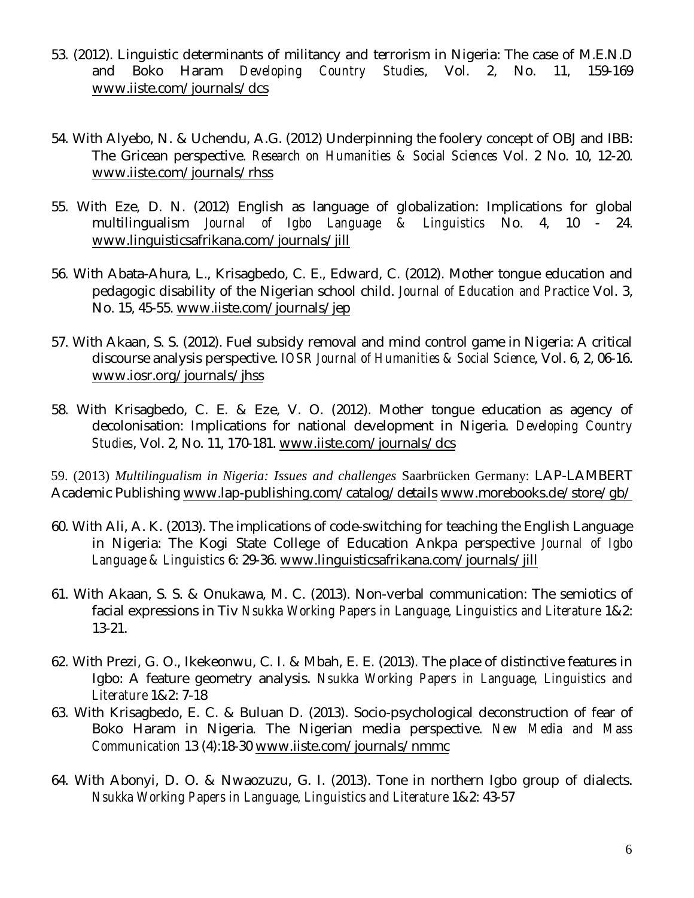53. (2012). Linguistic determinants of militancy and terrorism in Nigeria: The case of M.E.N.D and Boko Haram *Developing Country Studies*, Vol. 2, No. 11, 159-169 www.iiste.com/journals/dcs

54. With Alyebo, N. & Uchendu, A.G. (2012) Underpinning the foolery concept of OBJ and IBB: The Gricean perspective. *Research on Humanities & Social Sciences* Vol. 2 No. 10, 12-20. www.iiste.com/journals/rhss

55. With Eze, D. N. (2012) English as language of globalization: Implications for global multilingualism *Journal of Igbo Language & Linguistics* No. 4, 10 - 24. www.linguisticsafrikana.com/journals/jill

56. With Abata-Ahura, L., Krisagbedo, C. E., Edward, C. (2012). Mother tongue education and pedagogic disability of the Nigerian school child. *Journal of Education and Practice* Vol. 3, No. 15, 45-55. www.iiste.com/journals/jep

57. With Akaan, S. S. (2012). Fuel subsidy removal and mind control game in Nigeria: A critical discourse analysis perspective. *IOSR Journal of Humanities & Social Science*, Vol. 6, 2, 06-16. www.iosr.org/journals/jhss

58. With Krisagbedo, C. E. & Eze, V. O. (2012). Mother tongue education as agency of decolonisation: Implications for national development in Nigeria. *Developing Country Studies*, Vol. 2, No. 11, 170-181. www.iiste.com/journals/dcs

59. (2013) *Multilingualism in Nigeria: Issues and challenges* Saarbrücken Germany: LAP-LAMBERT Academic Publishing www.lap-publishing.com/catalog/details www.morebooks.de/store/gb/

60. With Ali, A. K. (2013). The implications of code-switching for teaching the English Language in Nigeria: The Kogi State College of Education Ankpa perspective *Journal of Igbo Language & Linguistics* 6: 29-36. www.linguisticsafrikana.com/journals/jill

61. With Akaan, S. S. & Onukawa, M. C. (2013). Non-verbal communication: The semiotics of facial expressions in Tiv *Nsukka Working Papers in Language, Linguistics and Literature* 1&2: 13-21.

62. With Prezi, G. O., Ikekeonwu, C. I. & Mbah, E. E. (2013). The place of distinctive features in Igbo: A feature geometry analysis. *Nsukka Working Papers in Language, Linguistics and Literature* 1&2: 7-18

63. With Krisagbedo, E. C. & Buluan D. (2013). Socio-psychological deconstruction of fear of Boko Haram in Nigeria. The Nigerian media perspective. *New Media and Mass Communication* 13 (4):18-30 www.iiste.com/journals/nmmc

64. With Abonyi, D. O. & Nwaozuzu, G. I. (2013). Tone in northern Igbo group of dialects. *Nsukka Working Papers in Language, Linguistics and Literature* 1&2: 43-57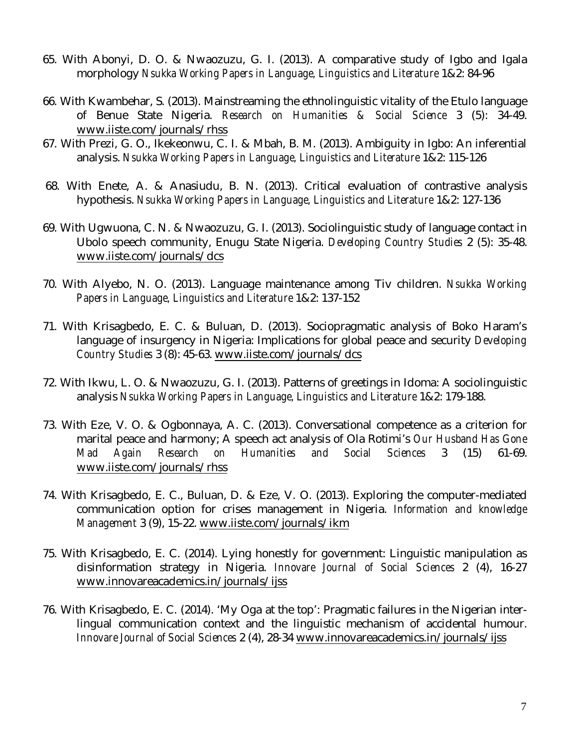65. With Abonyi, D. O. & Nwaozuzu, G. I. (2013). A comparative study of Igbo and Igala morphology *Nsukka Working Papers in Language, Linguistics and Literature* 1&2: 84-96

66. With Kwambehar, S. (2013). Mainstreaming the ethnolinguistic vitality of the Etulo language of Benue State Nigeria. *Research on Humanities & Social Science* 3 (5): 34-49. www.iiste.com/journals/rhss

67. With Prezi, G. O., Ikekeonwu, C. I. & Mbah, B. M. (2013). Ambiguity in Igbo: An inferential analysis. *Nsukka Working Papers in Language, Linguistics and Literature* 1&2: 115-126

68. With Enete, A. & Anasiudu, B. N. (2013). Critical evaluation of contrastive analysis hypothesis. *Nsukka Working Papers in Language, Linguistics and Literature* 1&2: 127-136

69. With Ugwuona, C. N. & Nwaozuzu, G. I. (2013). Sociolinguistic study of language contact in Ubolo speech community, Enugu State Nigeria. *Developing Country Studies* 2 (5): 35-48. www.iiste.com/journals/dcs

70. With Alyebo, N. O. (2013). Language maintenance among Tiv children. *Nsukka Working Papers in Language, Linguistics and Literature* 1&2: 137-152

71. With Krisagbedo, E. C. & Buluan, D. (2013). Sociopragmatic analysis of Boko Haram's language of insurgency in Nigeria: Implications for global peace and security *Developing Country Studies* 3 (8): 45-63. www.iiste.com/journals/dcs

72. With Ikwu, L. O. & Nwaozuzu, G. I. (2013). Patterns of greetings in Idoma: A sociolinguistic analysis *Nsukka Working Papers in Language, Linguistics and Literature* 1&2: 179-188.

73. With Eze, V. O. & Ogbonnaya, A. C. (2013). Conversational competence as a criterion for marital peace and harmony; A speech act analysis of Ola Rotimi's *Our Husband Has Gone Mad Again Research on Humanities and Social Sciences* 3 (15) 61-69. www.iiste.com/journals/rhss

74. With Krisagbedo, E. C., Buluan, D. & Eze, V. O. (2013). Exploring the computer-mediated communication option for crises management in Nigeria. *Information and knowledge Management* 3 (9), 15-22. www.iiste.com/journals/ikm

75. With Krisagbedo, E. C. (2014). Lying honestly for government: Linguistic manipulation as disinformation strategy in Nigeria. *Innovare Journal of Social Sciences* 2 (4), 16-27 www.innovareacademics.in/journals/ijss

76. With Krisagbedo, E. C. (2014). 'My Oga at the top': Pragmatic failures in the Nigerian inter-lingual communication context and the linguistic mechanism of accidental humour. *Innovare Journal of Social Sciences* 2 (4), 28-34 www.innovareacademics.in/journals/ijss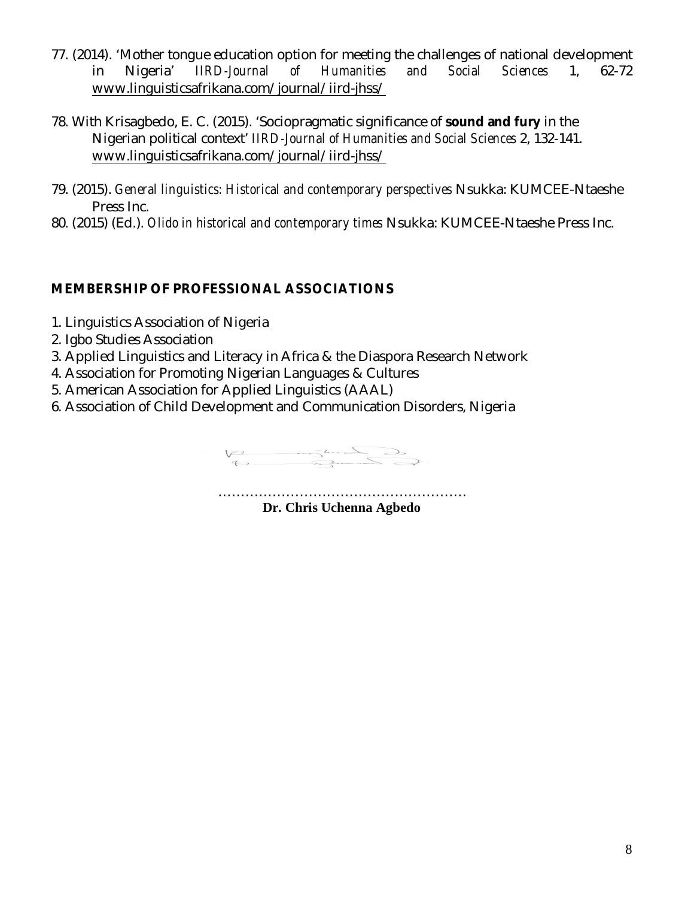77. (2014). 'Mother tongue education option for meeting the challenges of national development in Nigeria' *IIRD-Journal of Humanities and Social Sciences* 1, 62-72 www.linguisticsafrikana.com/journal/iird-jhss/

78. With Krisagbedo, E. C. (2015). 'Sociopragmatic significance of **sound and fury** in the Nigerian political context' *IIRD-Journal of Humanities and Social Sciences* 2, 132-141. www.linguisticsafrikana.com/journal/iird-jhss/

79. (2015). *General linguistics: Historical and contemporary perspectives* Nsukka: KUMCEE-Ntaeshe Press Inc.

80. (2015) (Ed.). *Olido in historical and contemporary times* Nsukka: KUMCEE-Ntaeshe Press Inc.

## MEMBERSHIP OF PROFESSIONAL ASSOCIATIONS

1. Linguistics Association of Nigeria
2. Igbo Studies Association
3. Applied Linguistics and Literacy in Africa & the Diaspora Research Network
4. Association for Promoting Nigerian Languages & Cultures
5. American Association for Applied Linguistics (AAAL)
6. Association of Child Development and Communication Disorders, Nigeria

………………………………………………

**Dr. Chris Uchenna Agbedo**